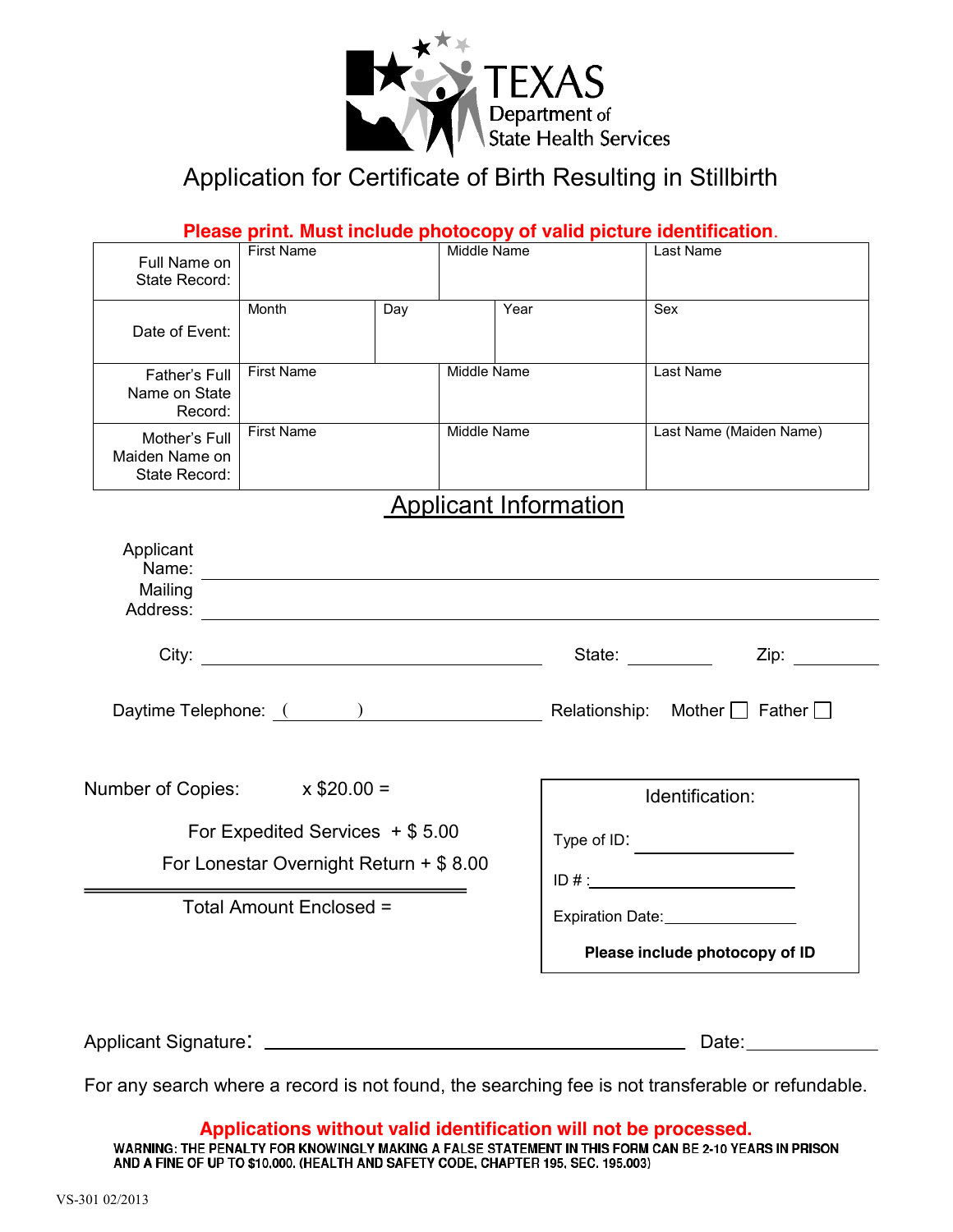TEXAS Department of State Health Services

# Application for Certificate of Birth Resulting in Stillbirth

**Please print. Must include photocopy of valid picture identification.**

| | | | | |
|---|---|---|---|---|
| Full Name on State Record: | First Name | | Middle Name | Last Name |
| Date of Event: | Month | Day | Year | Sex |
| Father's Full Name on State Record: | First Name | | Middle Name | Last Name |
| Mother's Full Maiden Name on State Record: | First Name | | Middle Name | Last Name (Maiden Name) |

## Applicant Information

Applicant Name: ______________________________

Mailing Address: ______________________________

City: ____________________ State: __________ Zip: __________

Daytime Telephone: ( ) ____________________ Relationship: Mother ☐ Father ☐

Number of Copies: x $20.00 =

For Expedited Services + $ 5.00

For Lonestar Overnight Return + $ 8.00

Total Amount Enclosed =

**Identification:**

Type of ID: ____________________

ID # : ____________________

Expiration Date: ____________________

**Please include photocopy of ID**

Applicant Signature: ______________________________ Date: ______________

For any search where a record is not found, the searching fee is not transferable or refundable.

**Applications without valid identification will not be processed.**

WARNING: THE PENALTY FOR KNOWINGLY MAKING A FALSE STATEMENT IN THIS FORM CAN BE 2-10 YEARS IN PRISON AND A FINE OF UP TO $10,000. (HEALTH AND SAFETY CODE, CHAPTER 195, SEC. 195.003)

VS-301 02/2013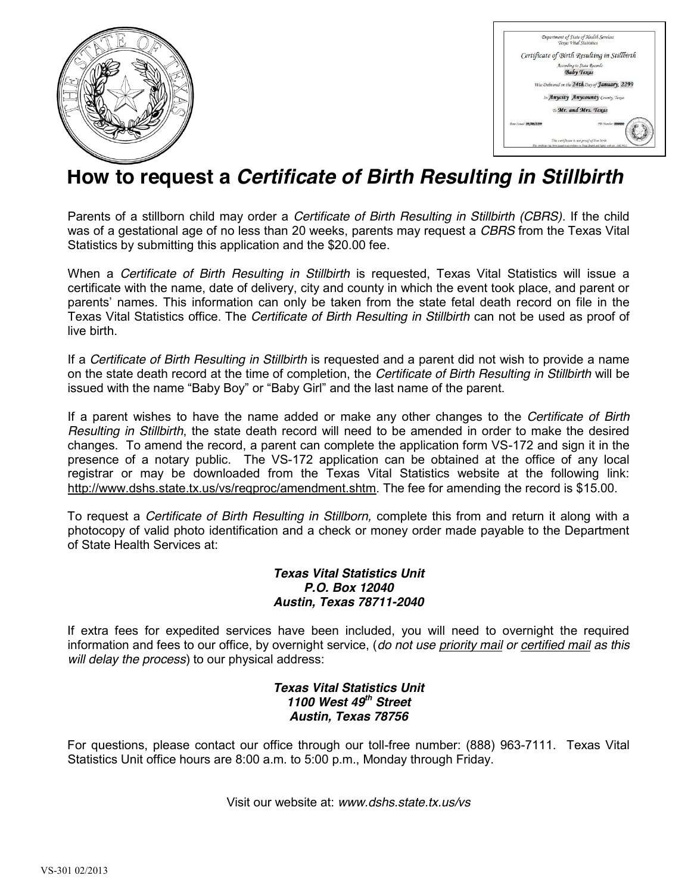# How to request a *Certificate of Birth Resulting in Stillbirth*

Parents of a stillborn child may order a *Certificate of Birth Resulting in Stillbirth (CBRS)*. If the child was of a gestational age of no less than 20 weeks, parents may request a *CBRS* from the Texas Vital Statistics by submitting this application and the $20.00 fee.

When a *Certificate of Birth Resulting in Stillbirth* is requested, Texas Vital Statistics will issue a certificate with the name, date of delivery, city and county in which the event took place, and parent or parents' names. This information can only be taken from the state fetal death record on file in the Texas Vital Statistics office. The *Certificate of Birth Resulting in Stillbirth* can not be used as proof of live birth.

If a *Certificate of Birth Resulting in Stillbirth* is requested and a parent did not wish to provide a name on the state death record at the time of completion, the *Certificate of Birth Resulting in Stillbirth* will be issued with the name "Baby Boy" or "Baby Girl" and the last name of the parent.

If a parent wishes to have the name added or make any other changes to the *Certificate of Birth Resulting in Stillbirth*, the state death record will need to be amended in order to make the desired changes. To amend the record, a parent can complete the application form VS-172 and sign it in the presence of a notary public. The VS-172 application can be obtained at the office of any local registrar or may be downloaded from the Texas Vital Statistics website at the following link: http://www.dshs.state.tx.us/vs/reqproc/amendment.shtm. The fee for amending the record is $15.00.

To request a *Certificate of Birth Resulting in Stillborn,* complete this from and return it along with a photocopy of valid photo identification and a check or money order made payable to the Department of State Health Services at:

***Texas Vital Statistics Unit***
***P.O. Box 12040***
***Austin, Texas 78711-2040***

If extra fees for expedited services have been included, you will need to overnight the required information and fees to our office, by overnight service, (*do not use priority mail or certified mail as this will delay the process*) to our physical address:

***Texas Vital Statistics Unit***
***1100 West 49th Street***
***Austin, Texas 78756***

For questions, please contact our office through our toll-free number: (888) 963-7111. Texas Vital Statistics Unit office hours are 8:00 a.m. to 5:00 p.m., Monday through Friday.

Visit our website at: *www.dshs.state.tx.us/vs*

VS-301 02/2013